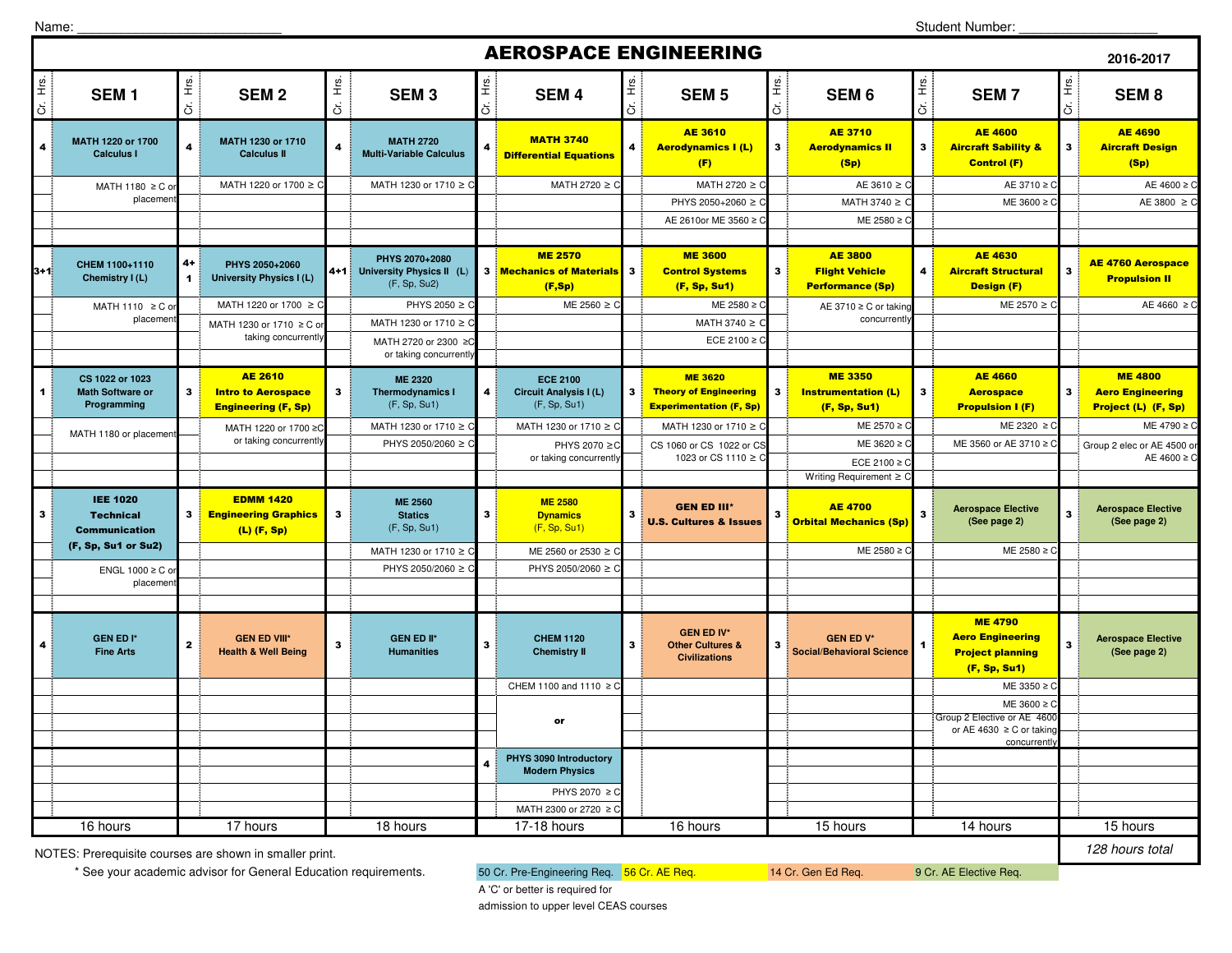Name: ____________________________ Student Number: ____________________

# AEROSPACE ENGINEERING

2016-2017

| Cr. Hrs. | SEM 1 | Cr. Hrs. | SEM 2 | Cr. Hrs. | SEM 3 | Cr. Hrs. | SEM 4 | Cr. Hrs. | SEM 5 | Cr. Hrs. | SEM 6 | Cr. Hrs. | SEM 7 | Cr. Hrs. | SEM 8 |
|---|---|---|---|---|---|---|---|---|---|---|---|---|---|---|---|
| 4 | **MATH 1220 or 1700 Calculus I** | 4 | **MATH 1230 or 1710 Calculus II** | 4 | **MATH 2720 Multi-Variable Calculus** | 4 | **MATH 3740 Differential Equations** | 4 | **AE 3610 Aerodynamics I (L) (F)** | 3 | **AE 3710 Aerodynamics II (Sp)** | 3 | **AE 4600 Aircraft Sability & Control (F)** | 3 | **AE 4690 Aircraft Design (Sp)** |
| | MATH 1180 ≥ C or placement | | MATH 1220 or 1700 ≥ C | | MATH 1230 or 1710 ≥ C | | MATH 2720 ≥ C | | MATH 2720 ≥ C | | AE 3610 ≥ C | | AE 3710 ≥ C | | AE 4600 ≥ C |
| | | | | | | | | | PHYS 2050+2060 ≥ C | | MATH 3740 ≥ C | | ME 3600 ≥ C | | AE 3800 ≥ C |
| | | | | | | | | | AE 2610or ME 3560 ≥ C | | ME 2580 ≥ C | | | | |
| 3+1 | **CHEM 1100+1110 Chemistry I (L)** | 4+1 | **PHYS 2050+2060 University Physics I (L)** | 4+1 | **PHYS 2070+2080 University Physics II (L) (F, Sp, Su2)** | 3 | **ME 2570 Mechanics of Materials (F,Sp)** | 3 | **ME 3600 Control Systems (F, Sp, Su1)** | 3 | **AE 3800 Flight Vehicle Performance (Sp)** | 4 | **AE 4630 Aircraft Structural Design (F)** | 3 | **AE 4760 Aerospace Propulsion II** |
| | MATH 1110 ≥ C or placement | | MATH 1220 or 1700 ≥ C | | PHYS 2050 ≥ C | | ME 2560 ≥ C | | ME 2580 ≥ C | | AE 3710 ≥ C or taking concurrently | | ME 2570 ≥ C | | AE 4660 ≥ C |
| | | | MATH 1230 or 1710 ≥ C or taking concurrently | | MATH 1230 or 1710 ≥ C | | | | MATH 3740 ≥ C | | | | | | |
| | | | | | MATH 2720 or 2300 ≥C or taking concurrently | | | | ECE 2100 ≥ C | | | | | | |
| 1 | **CS 1022 or 1023 Math Software or Programming** | 3 | **AE 2610 Intro to Aerospace Engineering (F, Sp)** | 3 | **ME 2320 Thermodynamics I (F, Sp, Su1)** | 4 | **ECE 2100 Circuit Analysis I (L) (F, Sp, Su1)** | 3 | **ME 3620 Theory of Engineering Experimentation (F, Sp)** | 3 | **ME 3350 Instrumentation (L) (F, Sp, Su1)** | 3 | **AE 4660 Aerospace Propulsion I (F)** | 3 | **ME 4800 Aero Engineering Project (L) (F, Sp)** |
| | MATH 1180 or placement | | MATH 1220 or 1700 ≥C or taking concurrently | | MATH 1230 or 1710 ≥ C | | MATH 1230 or 1710 ≥ C | | MATH 1230 or 1710 ≥ C | | ME 2570 ≥ C | | ME 2320 ≥ C | | ME 4790 ≥ C |
| | | | | | PHYS 2050/2060 ≥ C | | PHYS 2070 ≥C or taking concurrently | | CS 1060 or CS 1022 or CS 1023 or CS 1110 ≥ C | | ME 3620 ≥ C | | ME 3560 or AE 3710 ≥ C | | Group 2 elec or AE 4500 or AE 4600 ≥ C |
| | | | | | | | | | | | ECE 2100 ≥ C | | | | |
| | | | | | | | | | | | Writing Requirement ≥ C | | | | |
| 3 | **IEE 1020 Technical Communication (F, Sp, Su1 or Su2)** | 3 | **EDMM 1420 Engineering Graphics (L) (F, Sp)** | 3 | **ME 2560 Statics (F, Sp, Su1)** | 3 | **ME 2580 Dynamics (F, Sp, Su1)** | 3 | **GEN ED III* U.S. Cultures & Issues** | 3 | **AE 4700 Orbital Mechanics (Sp)** | 3 | **Aerospace Elective (See page 2)** | 3 | **Aerospace Elective (See page 2)** |
| | ENGL 1000 ≥ C or placement | | | | MATH 1230 or 1710 ≥ C | | ME 2560 or 2530 ≥ C | | | | ME 2580 ≥ C | | ME 2580 ≥ C | | |
| | | | | | PHYS 2050/2060 ≥ C | | PHYS 2050/2060 ≥ C | | | | | | | | |
| 4 | **GEN ED I* Fine Arts** | 2 | **GEN ED VIII* Health & Well Being** | 3 | **GEN ED II* Humanities** | 3 | **CHEM 1120 Chemistry II** | 3 | **GEN ED IV* Other Cultures & Civilizations** | 3 | **GEN ED V* Social/Behavioral Science** | 1 | **ME 4790 Aero Engineering Project planning (F, Sp, Su1)** | 3 | **Aerospace Elective (See page 2)** |
| | | | | | | | CHEM 1100 and 1110 ≥ C | | | | | | ME 3350 ≥ C | | |
| | | | | | | | or | | | | | | ME 3600 ≥ C | | |
| | | | | | | | | | | | | | Group 2 Elective or AE 4600 or AE 4630 ≥ C or taking concurrently | | |
| | | | | | | 4 | **PHYS 3090 Introductory Modern Physics** | | | | | | | | |
| | | | | | | | PHYS 2070 ≥ C | | | | | | | | |
| | | | | | | | MATH 2300 or 2720 ≥ C | | | | | | | | |
| | 16 hours | | 17 hours | | 18 hours | | 17-18 hours | | 16 hours | | 15 hours | | 14 hours | | 15 hours |

*128 hours total*

NOTES: Prerequisite courses are shown in smaller print.

\* See your academic advisor for General Education requirements.

50 Cr. Pre-Engineering Req. | 56 Cr. AE Req. | 14 Cr. Gen Ed Req. | 9 Cr. AE Elective Req.

A 'C' or better is required for admission to upper level CEAS courses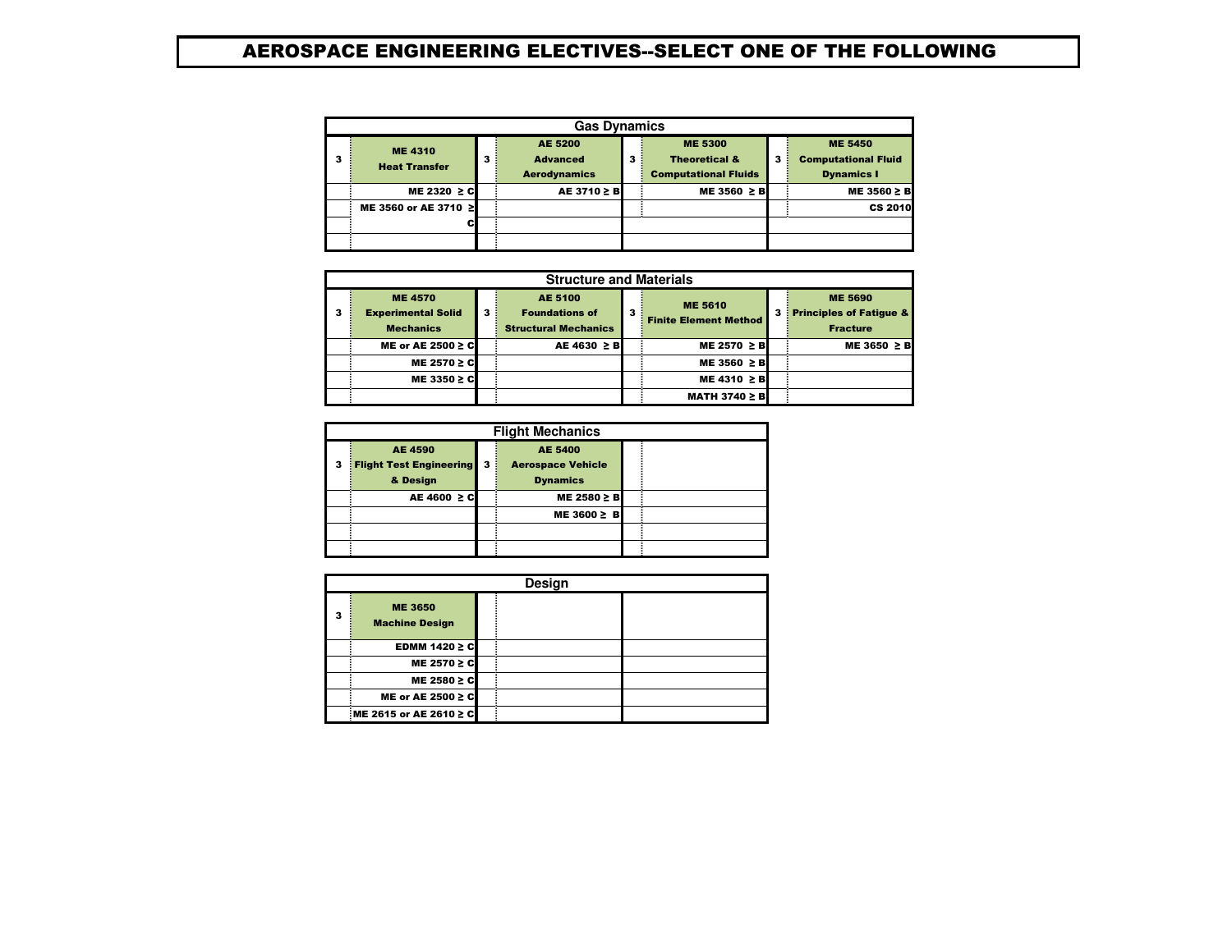# AEROSPACE ENGINEERING ELECTIVES--SELECT ONE OF THE FOLLOWING

## Gas Dynamics

| | | | | | | | |
|---|---|---|---|---|---|---|---|
| 3 | **ME 4310 Heat Transfer** | 3 | **AE 5200 Advanced Aerodynamics** | 3 | **ME 5300 Theoretical & Computational Fluids** | 3 | **ME 5450 Computational Fluid Dynamics I** |
| | ME 2320 ≥ C | | AE 3710 ≥ B | | ME 3560 ≥ B | | ME 3560 ≥ B |
| | ME 3560 or AE 3710 ≥ C | | | | | | CS 2010 |
| | | | | | | | |

## Structure and Materials

| | | | | | | | |
|---|---|---|---|---|---|---|---|
| 3 | **ME 4570 Experimental Solid Mechanics** | 3 | **AE 5100 Foundations of Structural Mechanics** | 3 | **ME 5610 Finite Element Method** | 3 | **ME 5690 Principles of Fatigue & Fracture** |
| | ME or AE 2500 ≥ C | | AE 4630 ≥ B | | ME 2570 ≥ B | | ME 3650 ≥ B |
| | ME 2570 ≥ C | | | | ME 3560 ≥ B | | |
| | ME 3350 ≥ C | | | | ME 4310 ≥ B | | |
| | | | | | MATH 3740 ≥ B | | |

## Flight Mechanics

| | | | | |
|---|---|---|---|---|
| 3 | **AE 4590 Flight Test Engineering & Design** | 3 | **AE 5400 Aerospace Vehicle Dynamics** | |
| | AE 4600 ≥ C | | ME 2580 ≥ B | |
| | | | ME 3600 ≥ B | |
| | | | | |
| | | | | |

## Design

| | | | |
|---|---|---|---|
| 3 | **ME 3650 Machine Design** | | |
| | EDMM 1420 ≥ C | | |
| | ME 2570 ≥ C | | |
| | ME 2580 ≥ C | | |
| | ME or AE 2500 ≥ C | | |
| | ME 2615 or AE 2610 ≥ C | | |